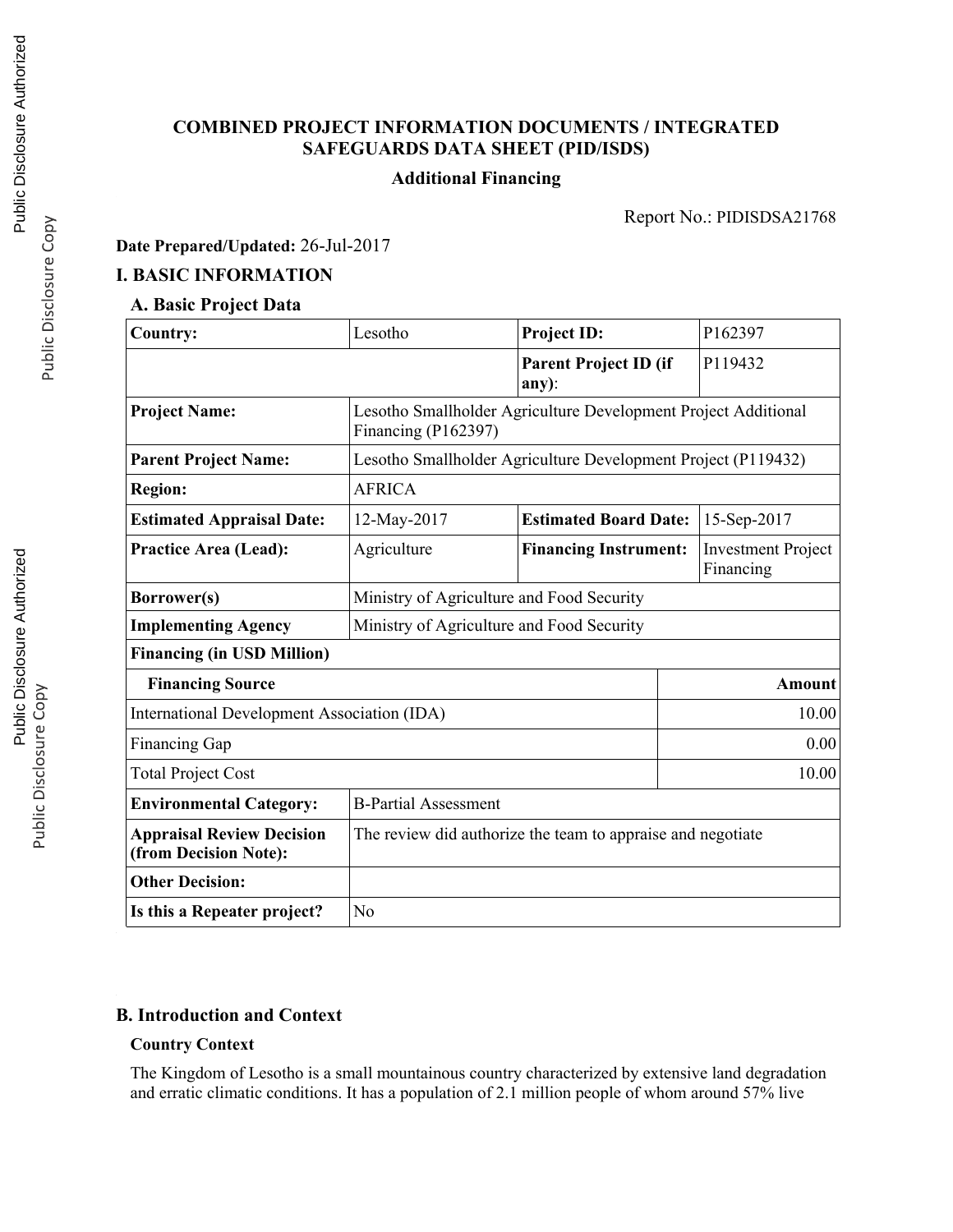# COMBINED PROJECT INFORMATION DOCUMENTS / INTEGRATED SAFEGUARDS DATA SHEET (PID/ISDS)

## Additional Financing

Report No.: PIDISDSA21768

**Date Prepared/Updated:** 26-Jul-2017

## I. BASIC INFORMATION

### A. Basic Project Data

| **Country:** | Lesotho | **Project ID:** | P162397 |
|---|---|---|---|
| | | **Parent Project ID (if any)**: | P119432 |
| **Project Name:** | Lesotho Smallholder Agriculture Development Project Additional Financing (P162397) | | |
| **Parent Project Name:** | Lesotho Smallholder Agriculture Development Project (P119432) | | |
| **Region:** | AFRICA | | |
| **Estimated Appraisal Date:** | 12-May-2017 | **Estimated Board Date:** | 15-Sep-2017 |
| **Practice Area (Lead):** | Agriculture | **Financing Instrument:** | Investment Project Financing |
| **Borrower(s)** | Ministry of Agriculture and Food Security | | |
| **Implementing Agency** | Ministry of Agriculture and Food Security | | |
| **Financing (in USD Million)** | | | |
| **Financing Source** | | | **Amount** |
| International Development Association (IDA) | | | 10.00 |
| Financing Gap | | | 0.00 |
| Total Project Cost | | | 10.00 |
| **Environmental Category:** | B-Partial Assessment | | |
| **Appraisal Review Decision (from Decision Note):** | The review did authorize the team to appraise and negotiate | | |
| **Other Decision:** | | | |
| **Is this a Repeater project?** | No | | |

### B. Introduction and Context

#### Country Context

The Kingdom of Lesotho is a small mountainous country characterized by extensive land degradation and erratic climatic conditions. It has a population of 2.1 million people of whom around 57% live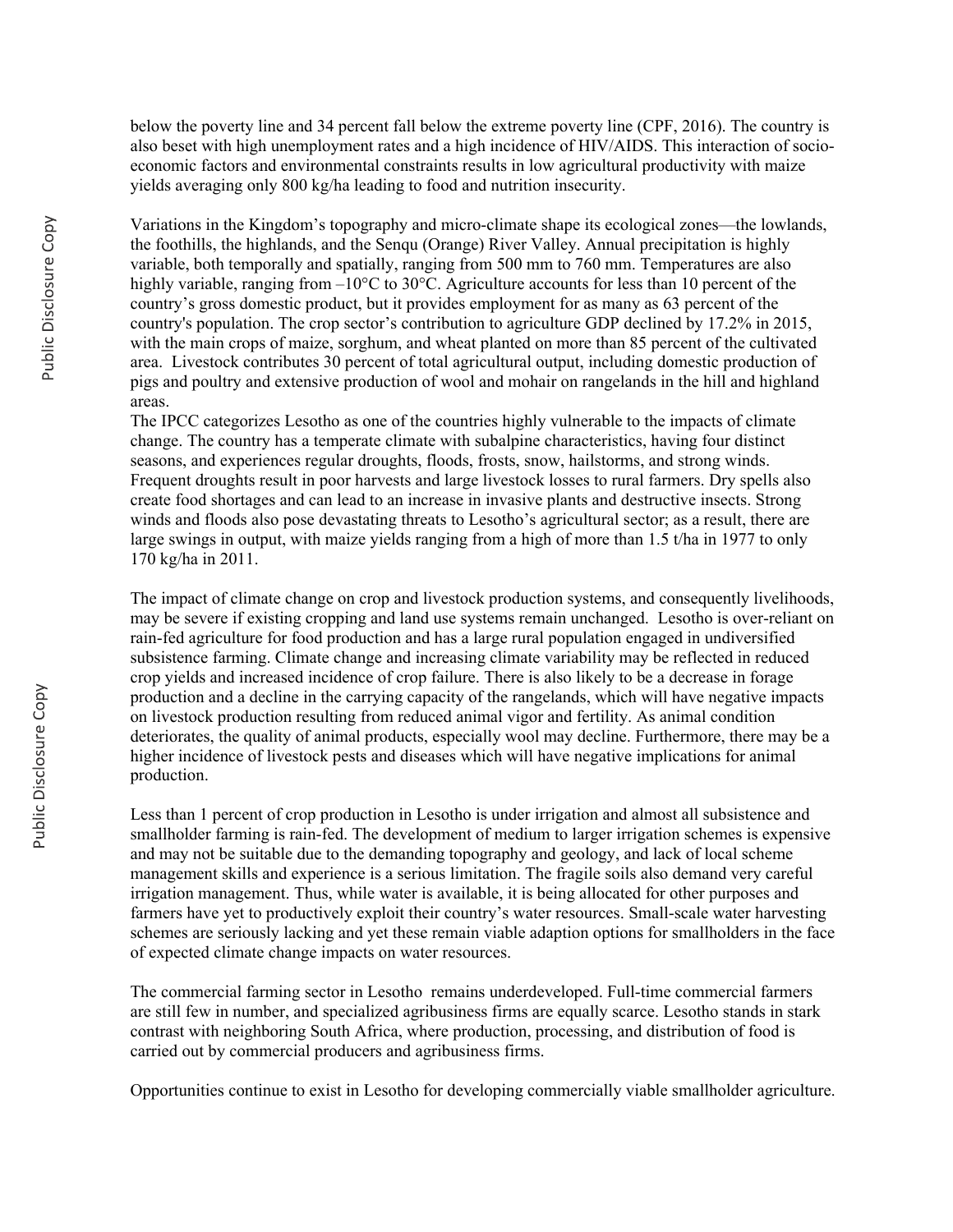below the poverty line and 34 percent fall below the extreme poverty line (CPF, 2016). The country is also beset with high unemployment rates and a high incidence of HIV/AIDS. This interaction of socio-economic factors and environmental constraints results in low agricultural productivity with maize yields averaging only 800 kg/ha leading to food and nutrition insecurity.

Variations in the Kingdom's topography and micro-climate shape its ecological zones—the lowlands, the foothills, the highlands, and the Senqu (Orange) River Valley. Annual precipitation is highly variable, both temporally and spatially, ranging from 500 mm to 760 mm. Temperatures are also highly variable, ranging from –10°C to 30°C. Agriculture accounts for less than 10 percent of the country's gross domestic product, but it provides employment for as many as 63 percent of the country's population. The crop sector's contribution to agriculture GDP declined by 17.2% in 2015, with the main crops of maize, sorghum, and wheat planted on more than 85 percent of the cultivated area. Livestock contributes 30 percent of total agricultural output, including domestic production of pigs and poultry and extensive production of wool and mohair on rangelands in the hill and highland areas.

The IPCC categorizes Lesotho as one of the countries highly vulnerable to the impacts of climate change. The country has a temperate climate with subalpine characteristics, having four distinct seasons, and experiences regular droughts, floods, frosts, snow, hailstorms, and strong winds. Frequent droughts result in poor harvests and large livestock losses to rural farmers. Dry spells also create food shortages and can lead to an increase in invasive plants and destructive insects. Strong winds and floods also pose devastating threats to Lesotho's agricultural sector; as a result, there are large swings in output, with maize yields ranging from a high of more than 1.5 t/ha in 1977 to only 170 kg/ha in 2011.

The impact of climate change on crop and livestock production systems, and consequently livelihoods, may be severe if existing cropping and land use systems remain unchanged. Lesotho is over-reliant on rain-fed agriculture for food production and has a large rural population engaged in undiversified subsistence farming. Climate change and increasing climate variability may be reflected in reduced crop yields and increased incidence of crop failure. There is also likely to be a decrease in forage production and a decline in the carrying capacity of the rangelands, which will have negative impacts on livestock production resulting from reduced animal vigor and fertility. As animal condition deteriorates, the quality of animal products, especially wool may decline. Furthermore, there may be a higher incidence of livestock pests and diseases which will have negative implications for animal production.

Less than 1 percent of crop production in Lesotho is under irrigation and almost all subsistence and smallholder farming is rain-fed. The development of medium to larger irrigation schemes is expensive and may not be suitable due to the demanding topography and geology, and lack of local scheme management skills and experience is a serious limitation. The fragile soils also demand very careful irrigation management. Thus, while water is available, it is being allocated for other purposes and farmers have yet to productively exploit their country's water resources. Small-scale water harvesting schemes are seriously lacking and yet these remain viable adaption options for smallholders in the face of expected climate change impacts on water resources.

The commercial farming sector in Lesotho remains underdeveloped. Full-time commercial farmers are still few in number, and specialized agribusiness firms are equally scarce. Lesotho stands in stark contrast with neighboring South Africa, where production, processing, and distribution of food is carried out by commercial producers and agribusiness firms.

Opportunities continue to exist in Lesotho for developing commercially viable smallholder agriculture.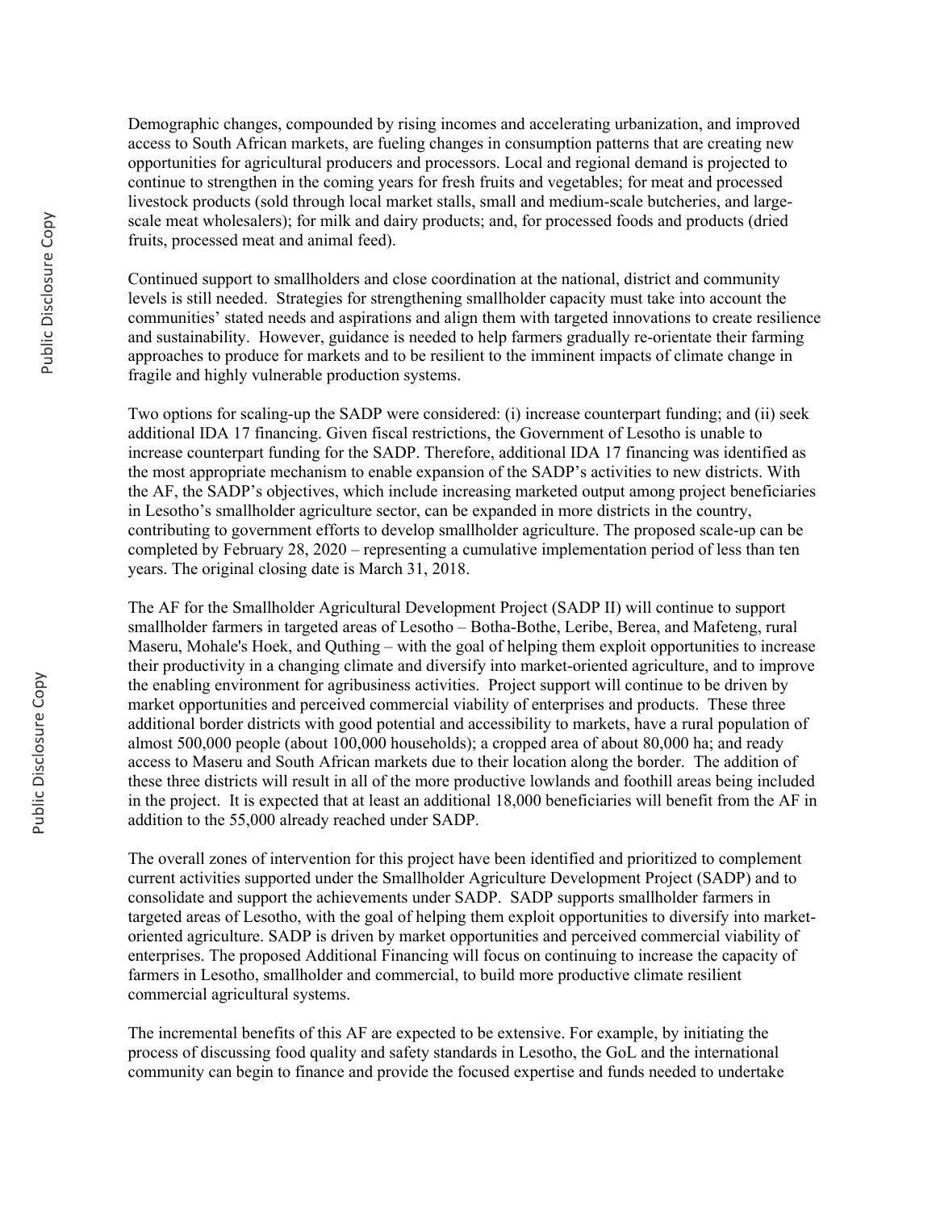Demographic changes, compounded by rising incomes and accelerating urbanization, and improved access to South African markets, are fueling changes in consumption patterns that are creating new opportunities for agricultural producers and processors. Local and regional demand is projected to continue to strengthen in the coming years for fresh fruits and vegetables; for meat and processed livestock products (sold through local market stalls, small and medium-scale butcheries, and large-scale meat wholesalers); for milk and dairy products; and, for processed foods and products (dried fruits, processed meat and animal feed).

Continued support to smallholders and close coordination at the national, district and community levels is still needed. Strategies for strengthening smallholder capacity must take into account the communities' stated needs and aspirations and align them with targeted innovations to create resilience and sustainability. However, guidance is needed to help farmers gradually re-orientate their farming approaches to produce for markets and to be resilient to the imminent impacts of climate change in fragile and highly vulnerable production systems.

Two options for scaling-up the SADP were considered: (i) increase counterpart funding; and (ii) seek additional IDA 17 financing. Given fiscal restrictions, the Government of Lesotho is unable to increase counterpart funding for the SADP. Therefore, additional IDA 17 financing was identified as the most appropriate mechanism to enable expansion of the SADP's activities to new districts. With the AF, the SADP's objectives, which include increasing marketed output among project beneficiaries in Lesotho's smallholder agriculture sector, can be expanded in more districts in the country, contributing to government efforts to develop smallholder agriculture. The proposed scale-up can be completed by February 28, 2020 – representing a cumulative implementation period of less than ten years. The original closing date is March 31, 2018.

The AF for the Smallholder Agricultural Development Project (SADP II) will continue to support smallholder farmers in targeted areas of Lesotho – Botha-Bothe, Leribe, Berea, and Mafeteng, rural Maseru, Mohale's Hoek, and Quthing – with the goal of helping them exploit opportunities to increase their productivity in a changing climate and diversify into market-oriented agriculture, and to improve the enabling environment for agribusiness activities. Project support will continue to be driven by market opportunities and perceived commercial viability of enterprises and products. These three additional border districts with good potential and accessibility to markets, have a rural population of almost 500,000 people (about 100,000 households); a cropped area of about 80,000 ha; and ready access to Maseru and South African markets due to their location along the border. The addition of these three districts will result in all of the more productive lowlands and foothill areas being included in the project. It is expected that at least an additional 18,000 beneficiaries will benefit from the AF in addition to the 55,000 already reached under SADP.

The overall zones of intervention for this project have been identified and prioritized to complement current activities supported under the Smallholder Agriculture Development Project (SADP) and to consolidate and support the achievements under SADP. SADP supports smallholder farmers in targeted areas of Lesotho, with the goal of helping them exploit opportunities to diversify into market-oriented agriculture. SADP is driven by market opportunities and perceived commercial viability of enterprises. The proposed Additional Financing will focus on continuing to increase the capacity of farmers in Lesotho, smallholder and commercial, to build more productive climate resilient commercial agricultural systems.

The incremental benefits of this AF are expected to be extensive. For example, by initiating the process of discussing food quality and safety standards in Lesotho, the GoL and the international community can begin to finance and provide the focused expertise and funds needed to undertake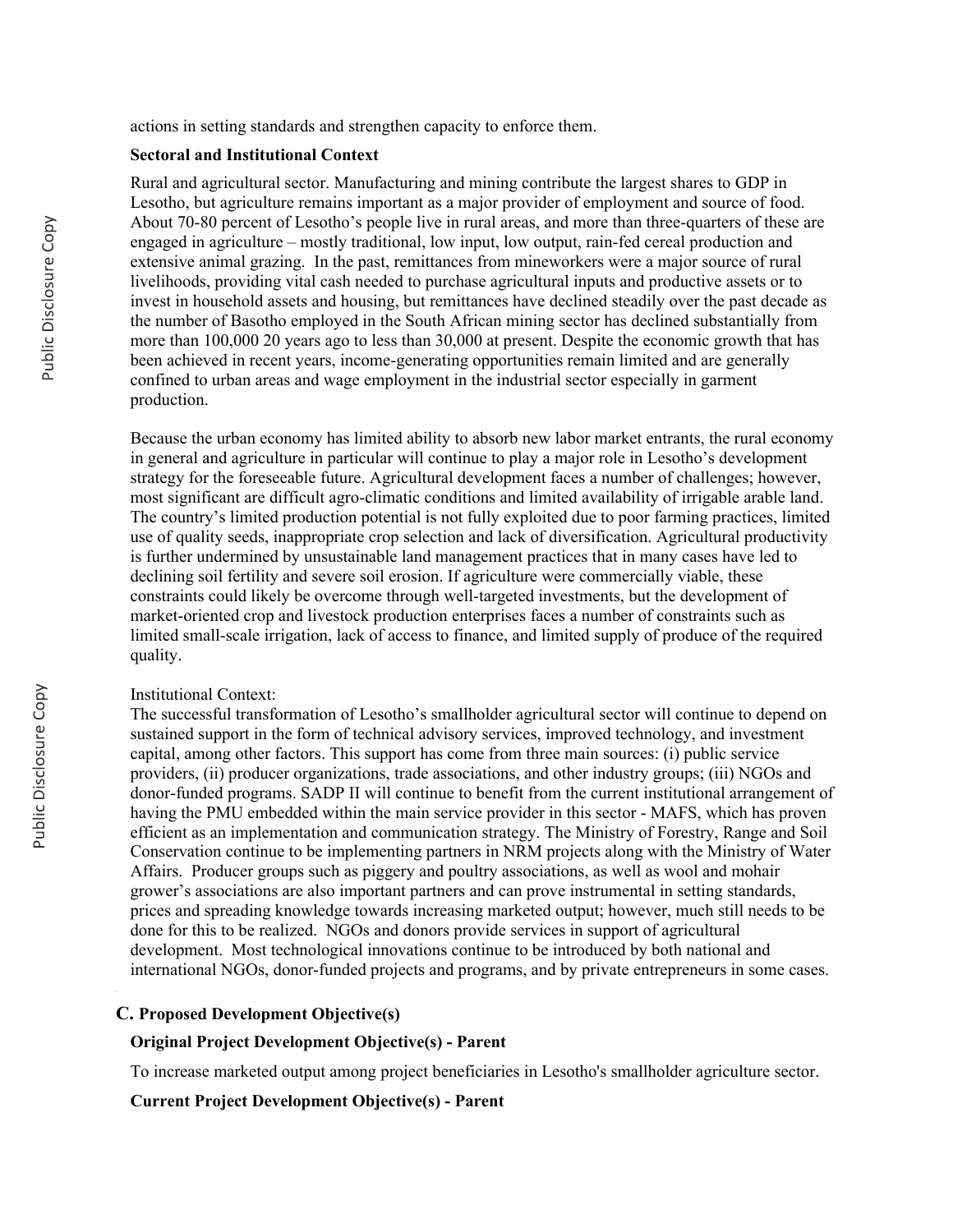actions in setting standards and strengthen capacity to enforce them.

**Sectoral and Institutional Context**

Rural and agricultural sector. Manufacturing and mining contribute the largest shares to GDP in Lesotho, but agriculture remains important as a major provider of employment and source of food. About 70-80 percent of Lesotho's people live in rural areas, and more than three-quarters of these are engaged in agriculture – mostly traditional, low input, low output, rain-fed cereal production and extensive animal grazing. In the past, remittances from mineworkers were a major source of rural livelihoods, providing vital cash needed to purchase agricultural inputs and productive assets or to invest in household assets and housing, but remittances have declined steadily over the past decade as the number of Basotho employed in the South African mining sector has declined substantially from more than 100,000 20 years ago to less than 30,000 at present. Despite the economic growth that has been achieved in recent years, income-generating opportunities remain limited and are generally confined to urban areas and wage employment in the industrial sector especially in garment production.

Because the urban economy has limited ability to absorb new labor market entrants, the rural economy in general and agriculture in particular will continue to play a major role in Lesotho's development strategy for the foreseeable future. Agricultural development faces a number of challenges; however, most significant are difficult agro-climatic conditions and limited availability of irrigable arable land. The country's limited production potential is not fully exploited due to poor farming practices, limited use of quality seeds, inappropriate crop selection and lack of diversification. Agricultural productivity is further undermined by unsustainable land management practices that in many cases have led to declining soil fertility and severe soil erosion. If agriculture were commercially viable, these constraints could likely be overcome through well-targeted investments, but the development of market-oriented crop and livestock production enterprises faces a number of constraints such as limited small-scale irrigation, lack of access to finance, and limited supply of produce of the required quality.

Institutional Context:

The successful transformation of Lesotho's smallholder agricultural sector will continue to depend on sustained support in the form of technical advisory services, improved technology, and investment capital, among other factors. This support has come from three main sources: (i) public service providers, (ii) producer organizations, trade associations, and other industry groups; (iii) NGOs and donor-funded programs. SADP II will continue to benefit from the current institutional arrangement of having the PMU embedded within the main service provider in this sector - MAFS, which has proven efficient as an implementation and communication strategy. The Ministry of Forestry, Range and Soil Conservation continue to be implementing partners in NRM projects along with the Ministry of Water Affairs. Producer groups such as piggery and poultry associations, as well as wool and mohair grower's associations are also important partners and can prove instrumental in setting standards, prices and spreading knowledge towards increasing marketed output; however, much still needs to be done for this to be realized. NGOs and donors provide services in support of agricultural development. Most technological innovations continue to be introduced by both national and international NGOs, donor-funded projects and programs, and by private entrepreneurs in some cases.

## C. Proposed Development Objective(s)

**Original Project Development Objective(s) - Parent**

To increase marketed output among project beneficiaries in Lesotho's smallholder agriculture sector.

**Current Project Development Objective(s) - Parent**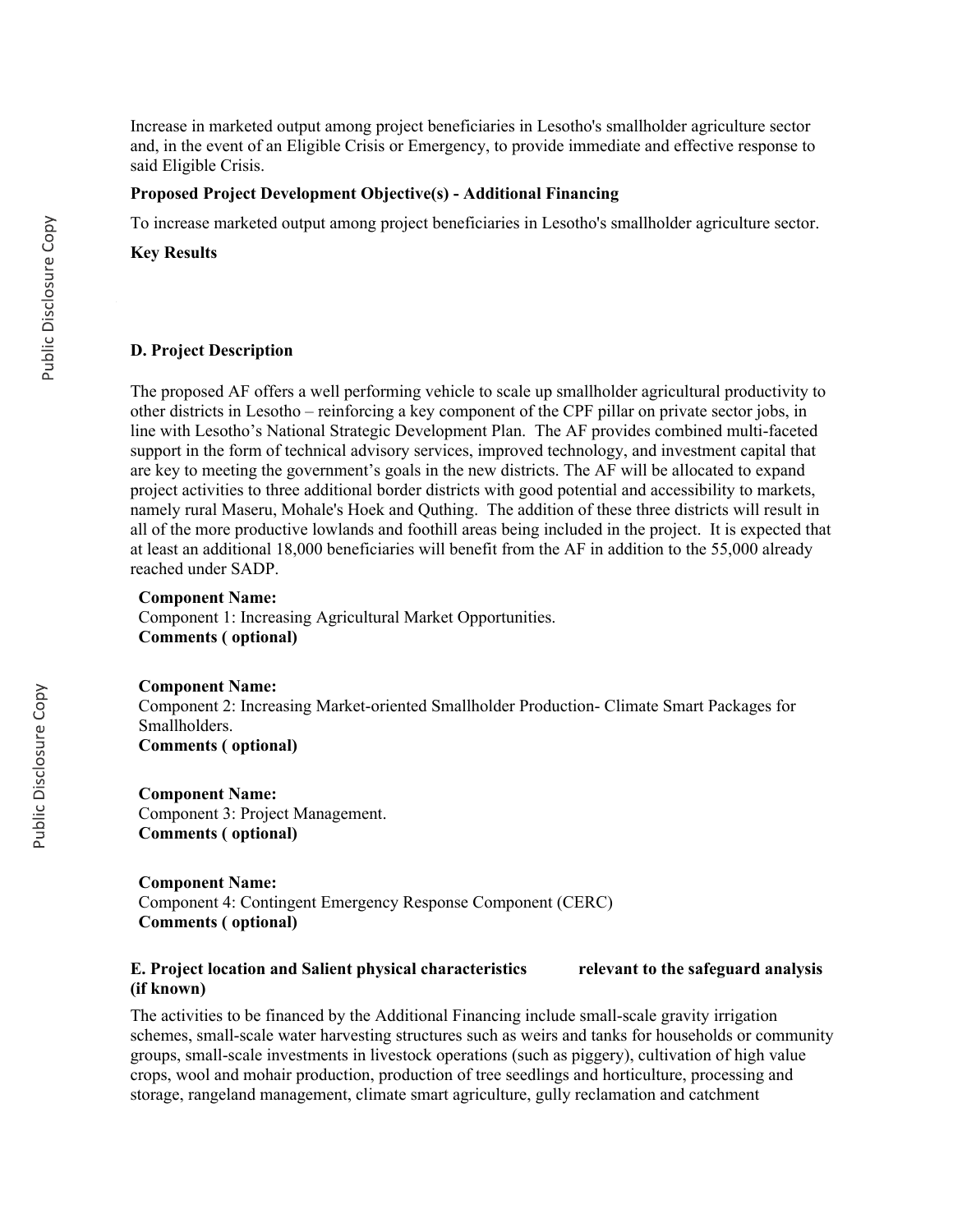Increase in marketed output among project beneficiaries in Lesotho's smallholder agriculture sector and, in the event of an Eligible Crisis or Emergency, to provide immediate and effective response to said Eligible Crisis.

**Proposed Project Development Objective(s) - Additional Financing**

To increase marketed output among project beneficiaries in Lesotho's smallholder agriculture sector.

**Key Results**

**D. Project Description**

The proposed AF offers a well performing vehicle to scale up smallholder agricultural productivity to other districts in Lesotho – reinforcing a key component of the CPF pillar on private sector jobs, in line with Lesotho's National Strategic Development Plan. The AF provides combined multi-faceted support in the form of technical advisory services, improved technology, and investment capital that are key to meeting the government's goals in the new districts. The AF will be allocated to expand project activities to three additional border districts with good potential and accessibility to markets, namely rural Maseru, Mohale's Hoek and Quthing. The addition of these three districts will result in all of the more productive lowlands and foothill areas being included in the project. It is expected that at least an additional 18,000 beneficiaries will benefit from the AF in addition to the 55,000 already reached under SADP.

**Component Name:**
Component 1: Increasing Agricultural Market Opportunities.
**Comments ( optional)**

**Component Name:**
Component 2: Increasing Market-oriented Smallholder Production- Climate Smart Packages for Smallholders.
**Comments ( optional)**

**Component Name:**
Component 3: Project Management.
**Comments ( optional)**

**Component Name:**
Component 4: Contingent Emergency Response Component (CERC)
**Comments ( optional)**

**E. Project location and Salient physical characteristics relevant to the safeguard analysis (if known)**

The activities to be financed by the Additional Financing include small-scale gravity irrigation schemes, small-scale water harvesting structures such as weirs and tanks for households or community groups, small-scale investments in livestock operations (such as piggery), cultivation of high value crops, wool and mohair production, production of tree seedlings and horticulture, processing and storage, rangeland management, climate smart agriculture, gully reclamation and catchment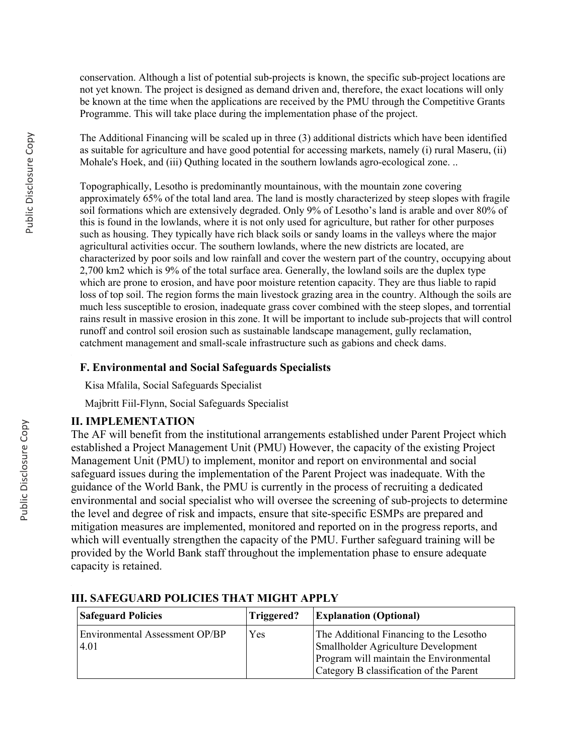conservation. Although a list of potential sub-projects is known, the specific sub-project locations are not yet known. The project is designed as demand driven and, therefore, the exact locations will only be known at the time when the applications are received by the PMU through the Competitive Grants Programme. This will take place during the implementation phase of the project.

The Additional Financing will be scaled up in three (3) additional districts which have been identified as suitable for agriculture and have good potential for accessing markets, namely (i) rural Maseru, (ii) Mohale's Hoek, and (iii) Quthing located in the southern lowlands agro-ecological zone. ..

Topographically, Lesotho is predominantly mountainous, with the mountain zone covering approximately 65% of the total land area. The land is mostly characterized by steep slopes with fragile soil formations which are extensively degraded. Only 9% of Lesotho's land is arable and over 80% of this is found in the lowlands, where it is not only used for agriculture, but rather for other purposes such as housing. They typically have rich black soils or sandy loams in the valleys where the major agricultural activities occur. The southern lowlands, where the new districts are located, are characterized by poor soils and low rainfall and cover the western part of the country, occupying about 2,700 km2 which is 9% of the total surface area. Generally, the lowland soils are the duplex type which are prone to erosion, and have poor moisture retention capacity. They are thus liable to rapid loss of top soil. The region forms the main livestock grazing area in the country. Although the soils are much less susceptible to erosion, inadequate grass cover combined with the steep slopes, and torrential rains result in massive erosion in this zone. It will be important to include sub-projects that will control runoff and control soil erosion such as sustainable landscape management, gully reclamation, catchment management and small-scale infrastructure such as gabions and check dams.

### F. Environmental and Social Safeguards Specialists

Kisa Mfalila, Social Safeguards Specialist

Majbritt Fiil-Flynn, Social Safeguards Specialist

## II. IMPLEMENTATION

The AF will benefit from the institutional arrangements established under Parent Project which established a Project Management Unit (PMU) However, the capacity of the existing Project Management Unit (PMU) to implement, monitor and report on environmental and social safeguard issues during the implementation of the Parent Project was inadequate. With the guidance of the World Bank, the PMU is currently in the process of recruiting a dedicated environmental and social specialist who will oversee the screening of sub-projects to determine the level and degree of risk and impacts, ensure that site-specific ESMPs are prepared and mitigation measures are implemented, monitored and reported on in the progress reports, and which will eventually strengthen the capacity of the PMU. Further safeguard training will be provided by the World Bank staff throughout the implementation phase to ensure adequate capacity is retained.

## III. SAFEGUARD POLICIES THAT MIGHT APPLY

| Safeguard Policies | Triggered? | Explanation (Optional) |
|---|---|---|
| Environmental Assessment OP/BP 4.01 | Yes | The Additional Financing to the Lesotho Smallholder Agriculture Development Program will maintain the Environmental Category B classification of the Parent |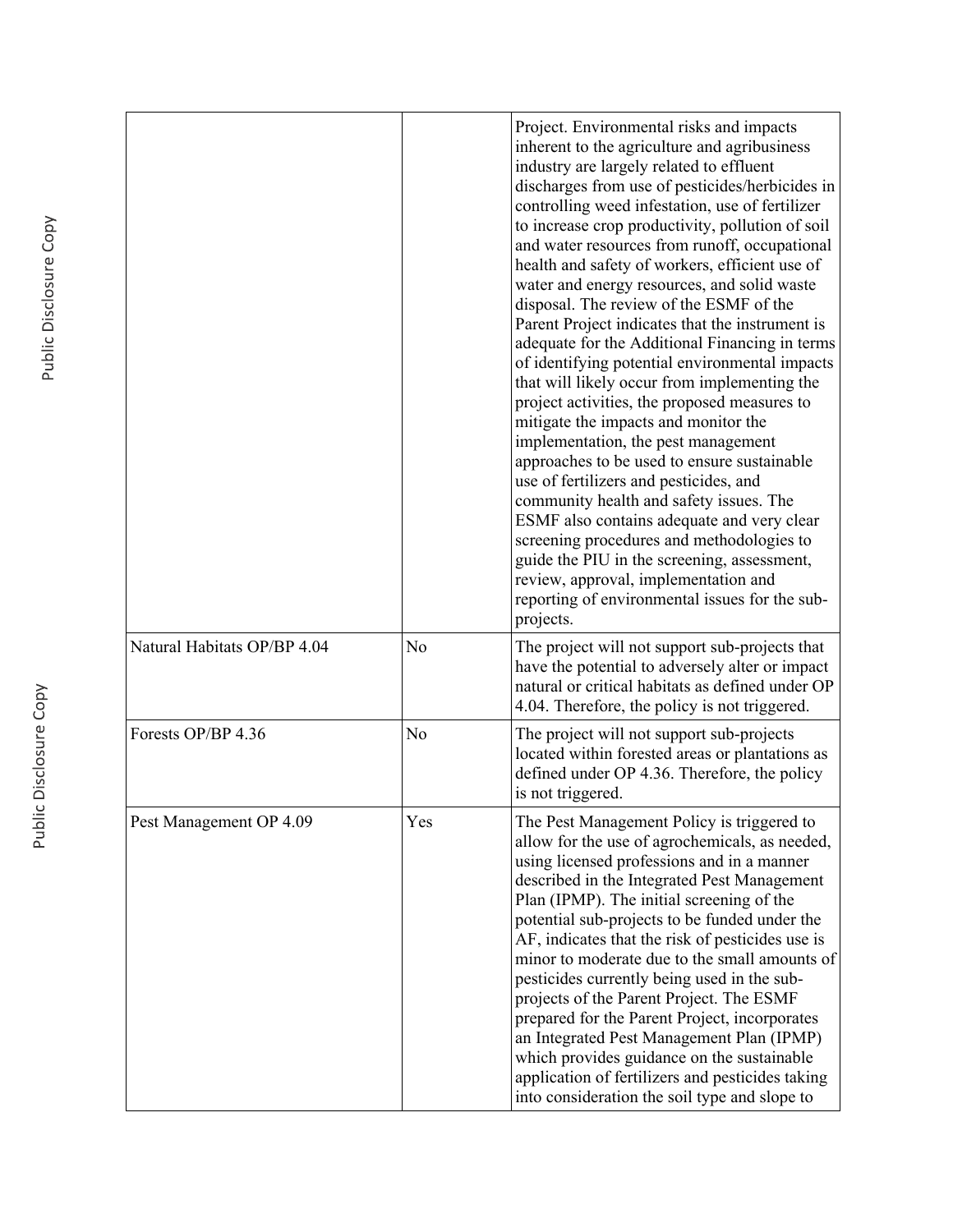| | | |
|---|---|---|
| | | Project. Environmental risks and impacts inherent to the agriculture and agribusiness industry are largely related to effluent discharges from use of pesticides/herbicides in controlling weed infestation, use of fertilizer to increase crop productivity, pollution of soil and water resources from runoff, occupational health and safety of workers, efficient use of water and energy resources, and solid waste disposal. The review of the ESMF of the Parent Project indicates that the instrument is adequate for the Additional Financing in terms of identifying potential environmental impacts that will likely occur from implementing the project activities, the proposed measures to mitigate the impacts and monitor the implementation, the pest management approaches to be used to ensure sustainable use of fertilizers and pesticides, and community health and safety issues. The ESMF also contains adequate and very clear screening procedures and methodologies to guide the PIU in the screening, assessment, review, approval, implementation and reporting of environmental issues for the sub-projects. |
| Natural Habitats OP/BP 4.04 | No | The project will not support sub-projects that have the potential to adversely alter or impact natural or critical habitats as defined under OP 4.04. Therefore, the policy is not triggered. |
| Forests OP/BP 4.36 | No | The project will not support sub-projects located within forested areas or plantations as defined under OP 4.36. Therefore, the policy is not triggered. |
| Pest Management OP 4.09 | Yes | The Pest Management Policy is triggered to allow for the use of agrochemicals, as needed, using licensed professions and in a manner described in the Integrated Pest Management Plan (IPMP). The initial screening of the potential sub-projects to be funded under the AF, indicates that the risk of pesticides use is minor to moderate due to the small amounts of pesticides currently being used in the sub-projects of the Parent Project. The ESMF prepared for the Parent Project, incorporates an Integrated Pest Management Plan (IPMP) which provides guidance on the sustainable application of fertilizers and pesticides taking into consideration the soil type and slope to |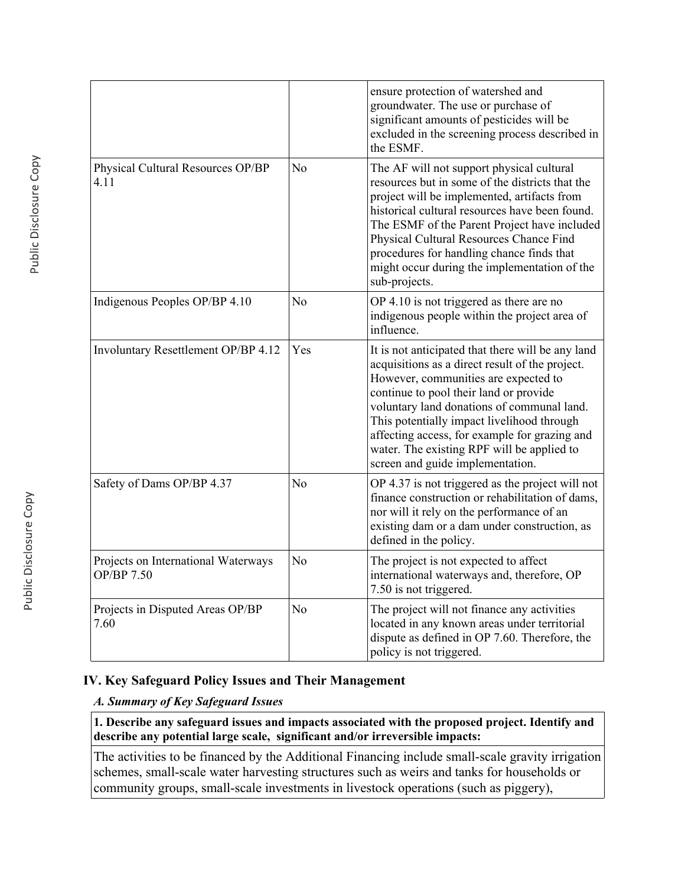| | | |
|---|---|---|
| | | ensure protection of watershed and groundwater. The use or purchase of significant amounts of pesticides will be excluded in the screening process described in the ESMF. |
| Physical Cultural Resources OP/BP 4.11 | No | The AF will not support physical cultural resources but in some of the districts that the project will be implemented, artifacts from historical cultural resources have been found. The ESMF of the Parent Project have included Physical Cultural Resources Chance Find procedures for handling chance finds that might occur during the implementation of the sub-projects. |
| Indigenous Peoples OP/BP 4.10 | No | OP 4.10 is not triggered as there are no indigenous people within the project area of influence. |
| Involuntary Resettlement OP/BP 4.12 | Yes | It is not anticipated that there will be any land acquisitions as a direct result of the project. However, communities are expected to continue to pool their land or provide voluntary land donations of communal land. This potentially impact livelihood through affecting access, for example for grazing and water. The existing RPF will be applied to screen and guide implementation. |
| Safety of Dams OP/BP 4.37 | No | OP 4.37 is not triggered as the project will not finance construction or rehabilitation of dams, nor will it rely on the performance of an existing dam or a dam under construction, as defined in the policy. |
| Projects on International Waterways OP/BP 7.50 | No | The project is not expected to affect international waterways and, therefore, OP 7.50 is not triggered. |
| Projects in Disputed Areas OP/BP 7.60 | No | The project will not finance any activities located in any known areas under territorial dispute as defined in OP 7.60. Therefore, the policy is not triggered. |

## IV. Key Safeguard Policy Issues and Their Management

### *A. Summary of Key Safeguard Issues*

**1. Describe any safeguard issues and impacts associated with the proposed project. Identify and describe any potential large scale, significant and/or irreversible impacts:**

The activities to be financed by the Additional Financing include small-scale gravity irrigation schemes, small-scale water harvesting structures such as weirs and tanks for households or community groups, small-scale investments in livestock operations (such as piggery),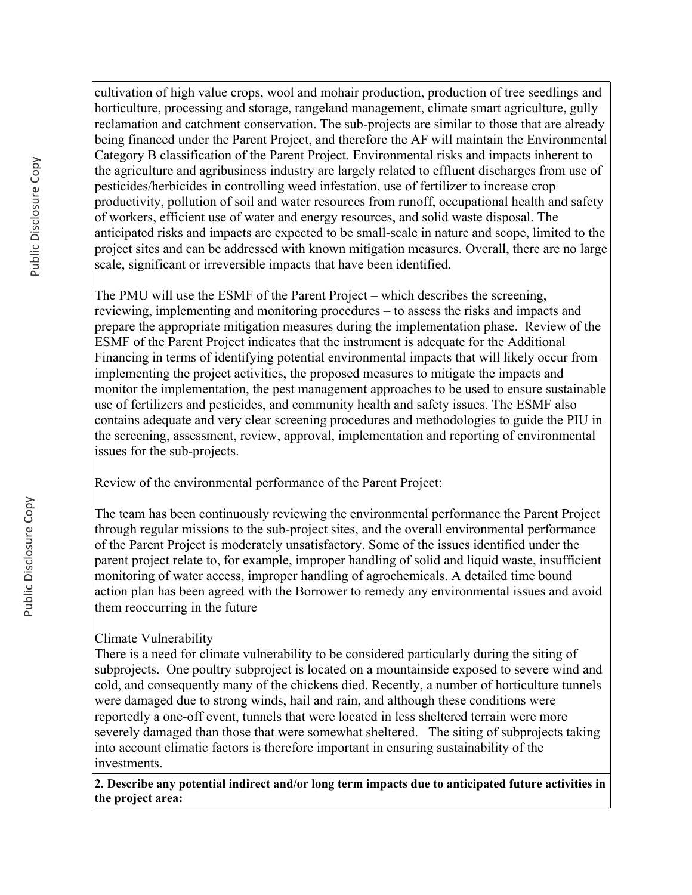cultivation of high value crops, wool and mohair production, production of tree seedlings and horticulture, processing and storage, rangeland management, climate smart agriculture, gully reclamation and catchment conservation. The sub-projects are similar to those that are already being financed under the Parent Project, and therefore the AF will maintain the Environmental Category B classification of the Parent Project. Environmental risks and impacts inherent to the agriculture and agribusiness industry are largely related to effluent discharges from use of pesticides/herbicides in controlling weed infestation, use of fertilizer to increase crop productivity, pollution of soil and water resources from runoff, occupational health and safety of workers, efficient use of water and energy resources, and solid waste disposal. The anticipated risks and impacts are expected to be small-scale in nature and scope, limited to the project sites and can be addressed with known mitigation measures. Overall, there are no large scale, significant or irreversible impacts that have been identified.

The PMU will use the ESMF of the Parent Project – which describes the screening, reviewing, implementing and monitoring procedures – to assess the risks and impacts and prepare the appropriate mitigation measures during the implementation phase. Review of the ESMF of the Parent Project indicates that the instrument is adequate for the Additional Financing in terms of identifying potential environmental impacts that will likely occur from implementing the project activities, the proposed measures to mitigate the impacts and monitor the implementation, the pest management approaches to be used to ensure sustainable use of fertilizers and pesticides, and community health and safety issues. The ESMF also contains adequate and very clear screening procedures and methodologies to guide the PIU in the screening, assessment, review, approval, implementation and reporting of environmental issues for the sub-projects.

Review of the environmental performance of the Parent Project:

The team has been continuously reviewing the environmental performance the Parent Project through regular missions to the sub-project sites, and the overall environmental performance of the Parent Project is moderately unsatisfactory. Some of the issues identified under the parent project relate to, for example, improper handling of solid and liquid waste, insufficient monitoring of water access, improper handling of agrochemicals. A detailed time bound action plan has been agreed with the Borrower to remedy any environmental issues and avoid them reoccurring in the future

Climate Vulnerability

There is a need for climate vulnerability to be considered particularly during the siting of subprojects. One poultry subproject is located on a mountainside exposed to severe wind and cold, and consequently many of the chickens died. Recently, a number of horticulture tunnels were damaged due to strong winds, hail and rain, and although these conditions were reportedly a one-off event, tunnels that were located in less sheltered terrain were more severely damaged than those that were somewhat sheltered. The siting of subprojects taking into account climatic factors is therefore important in ensuring sustainability of the investments.

**2. Describe any potential indirect and/or long term impacts due to anticipated future activities in the project area:**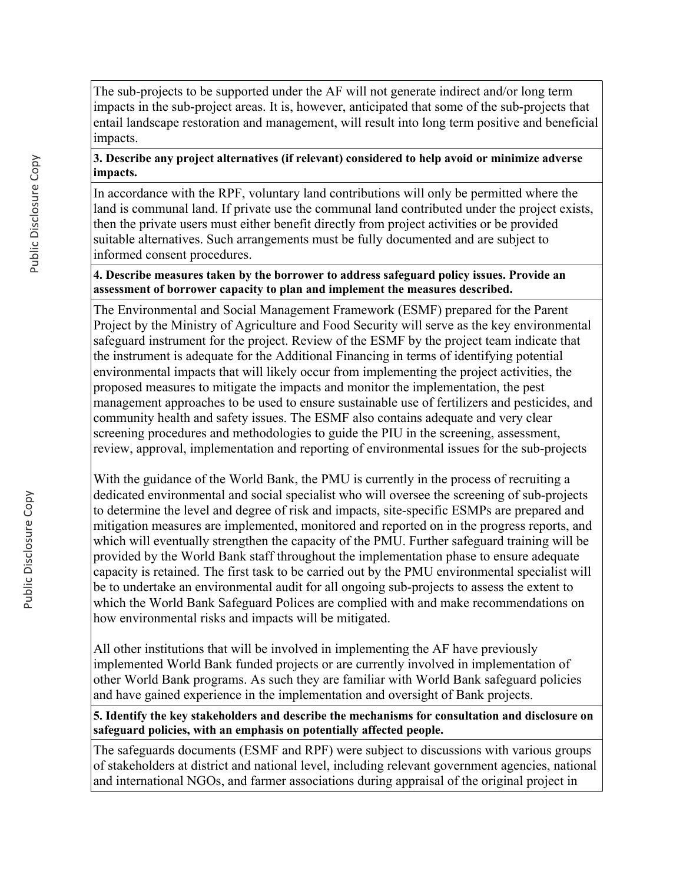The sub-projects to be supported under the AF will not generate indirect and/or long term impacts in the sub-project areas. It is, however, anticipated that some of the sub-projects that entail landscape restoration and management, will result into long term positive and beneficial impacts.

**3. Describe any project alternatives (if relevant) considered to help avoid or minimize adverse impacts.**

In accordance with the RPF, voluntary land contributions will only be permitted where the land is communal land. If private use the communal land contributed under the project exists, then the private users must either benefit directly from project activities or be provided suitable alternatives. Such arrangements must be fully documented and are subject to informed consent procedures.

**4. Describe measures taken by the borrower to address safeguard policy issues. Provide an assessment of borrower capacity to plan and implement the measures described.**

The Environmental and Social Management Framework (ESMF) prepared for the Parent Project by the Ministry of Agriculture and Food Security will serve as the key environmental safeguard instrument for the project. Review of the ESMF by the project team indicate that the instrument is adequate for the Additional Financing in terms of identifying potential environmental impacts that will likely occur from implementing the project activities, the proposed measures to mitigate the impacts and monitor the implementation, the pest management approaches to be used to ensure sustainable use of fertilizers and pesticides, and community health and safety issues. The ESMF also contains adequate and very clear screening procedures and methodologies to guide the PIU in the screening, assessment, review, approval, implementation and reporting of environmental issues for the sub-projects

With the guidance of the World Bank, the PMU is currently in the process of recruiting a dedicated environmental and social specialist who will oversee the screening of sub-projects to determine the level and degree of risk and impacts, site-specific ESMPs are prepared and mitigation measures are implemented, monitored and reported on in the progress reports, and which will eventually strengthen the capacity of the PMU. Further safeguard training will be provided by the World Bank staff throughout the implementation phase to ensure adequate capacity is retained. The first task to be carried out by the PMU environmental specialist will be to undertake an environmental audit for all ongoing sub-projects to assess the extent to which the World Bank Safeguard Polices are complied with and make recommendations on how environmental risks and impacts will be mitigated.

All other institutions that will be involved in implementing the AF have previously implemented World Bank funded projects or are currently involved in implementation of other World Bank programs. As such they are familiar with World Bank safeguard policies and have gained experience in the implementation and oversight of Bank projects.

**5. Identify the key stakeholders and describe the mechanisms for consultation and disclosure on safeguard policies, with an emphasis on potentially affected people.**

The safeguards documents (ESMF and RPF) were subject to discussions with various groups of stakeholders at district and national level, including relevant government agencies, national and international NGOs, and farmer associations during appraisal of the original project in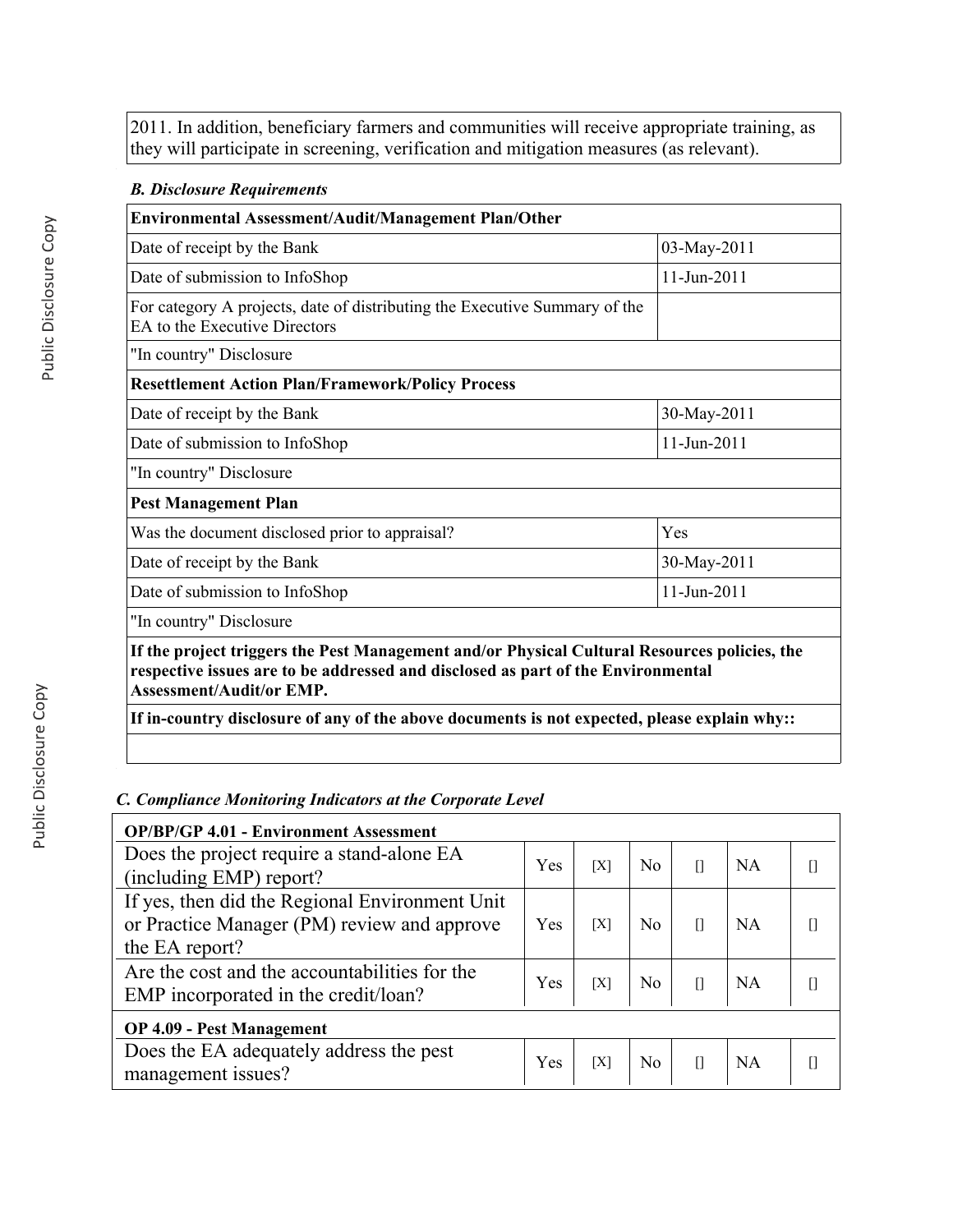2011. In addition, beneficiary farmers and communities will receive appropriate training, as they will participate in screening, verification and mitigation measures (as relevant).

***B. Disclosure Requirements***

| **Environmental Assessment/Audit/Management Plan/Other** | |
|---|---|
| Date of receipt by the Bank | 03-May-2011 |
| Date of submission to InfoShop | 11-Jun-2011 |
| For category A projects, date of distributing the Executive Summary of the EA to the Executive Directors | |
| "In country" Disclosure | |
| **Resettlement Action Plan/Framework/Policy Process** | |
| Date of receipt by the Bank | 30-May-2011 |
| Date of submission to InfoShop | 11-Jun-2011 |
| "In country" Disclosure | |
| **Pest Management Plan** | |
| Was the document disclosed prior to appraisal? | Yes |
| Date of receipt by the Bank | 30-May-2011 |
| Date of submission to InfoShop | 11-Jun-2011 |
| "In country" Disclosure | |
| **If the project triggers the Pest Management and/or Physical Cultural Resources policies, the respective issues are to be addressed and disclosed as part of the Environmental Assessment/Audit/or EMP.** | |
| **If in-country disclosure of any of the above documents is not expected, please explain why::** | |
| | |

***C. Compliance Monitoring Indicators at the Corporate Level***

| **OP/BP/GP 4.01 - Environment Assessment** | | | | | | |
|---|---|---|---|---|---|---|
| Does the project require a stand-alone EA (including EMP) report? | Yes | [X] | No | [] | NA | [] |
| If yes, then did the Regional Environment Unit or Practice Manager (PM) review and approve the EA report? | Yes | [X] | No | [] | NA | [] |
| Are the cost and the accountabilities for the EMP incorporated in the credit/loan? | Yes | [X] | No | [] | NA | [] |
| **OP 4.09 - Pest Management** | | | | | | |
| Does the EA adequately address the pest management issues? | Yes | [X] | No | [] | NA | [] |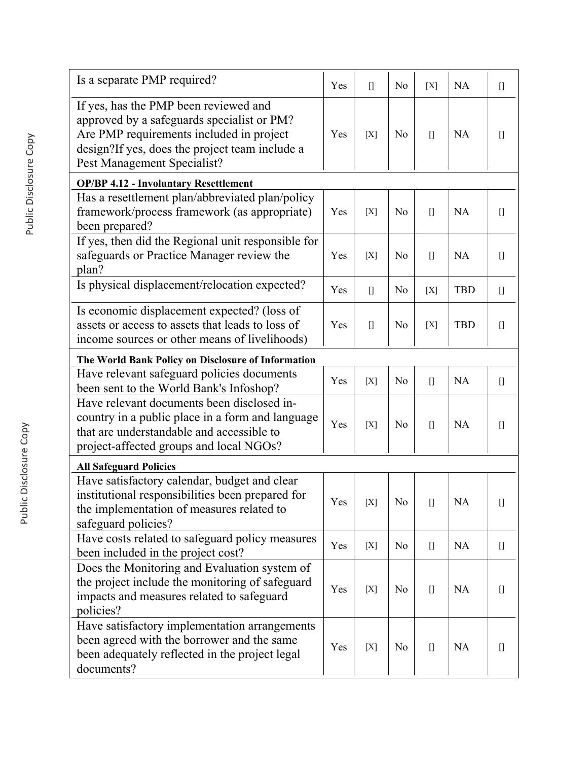| | | | | | | |
|---|---|---|---|---|---|---|
| Is a separate PMP required? | Yes | [] | No | [X] | NA | [] |
| If yes, has the PMP been reviewed and approved by a safeguards specialist or PM? Are PMP requirements included in project design?If yes, does the project team include a Pest Management Specialist? | Yes | [X] | No | [] | NA | [] |
| **OP/BP 4.12 - Involuntary Resettlement** | | | | | | |
| Has a resettlement plan/abbreviated plan/policy framework/process framework (as appropriate) been prepared? | Yes | [X] | No | [] | NA | [] |
| If yes, then did the Regional unit responsible for safeguards or Practice Manager review the plan? | Yes | [X] | No | [] | NA | [] |
| Is physical displacement/relocation expected? | Yes | [] | No | [X] | TBD | [] |
| Is economic displacement expected? (loss of assets or access to assets that leads to loss of income sources or other means of livelihoods) | Yes | [] | No | [X] | TBD | [] |
| **The World Bank Policy on Disclosure of Information** | | | | | | |
| Have relevant safeguard policies documents been sent to the World Bank's Infoshop? | Yes | [X] | No | [] | NA | [] |
| Have relevant documents been disclosed in-country in a public place in a form and language that are understandable and accessible to project-affected groups and local NGOs? | Yes | [X] | No | [] | NA | [] |
| **All Safeguard Policies** | | | | | | |
| Have satisfactory calendar, budget and clear institutional responsibilities been prepared for the implementation of measures related to safeguard policies? | Yes | [X] | No | [] | NA | [] |
| Have costs related to safeguard policy measures been included in the project cost? | Yes | [X] | No | [] | NA | [] |
| Does the Monitoring and Evaluation system of the project include the monitoring of safeguard impacts and measures related to safeguard policies? | Yes | [X] | No | [] | NA | [] |
| Have satisfactory implementation arrangements been agreed with the borrower and the same been adequately reflected in the project legal documents? | Yes | [X] | No | [] | NA | [] |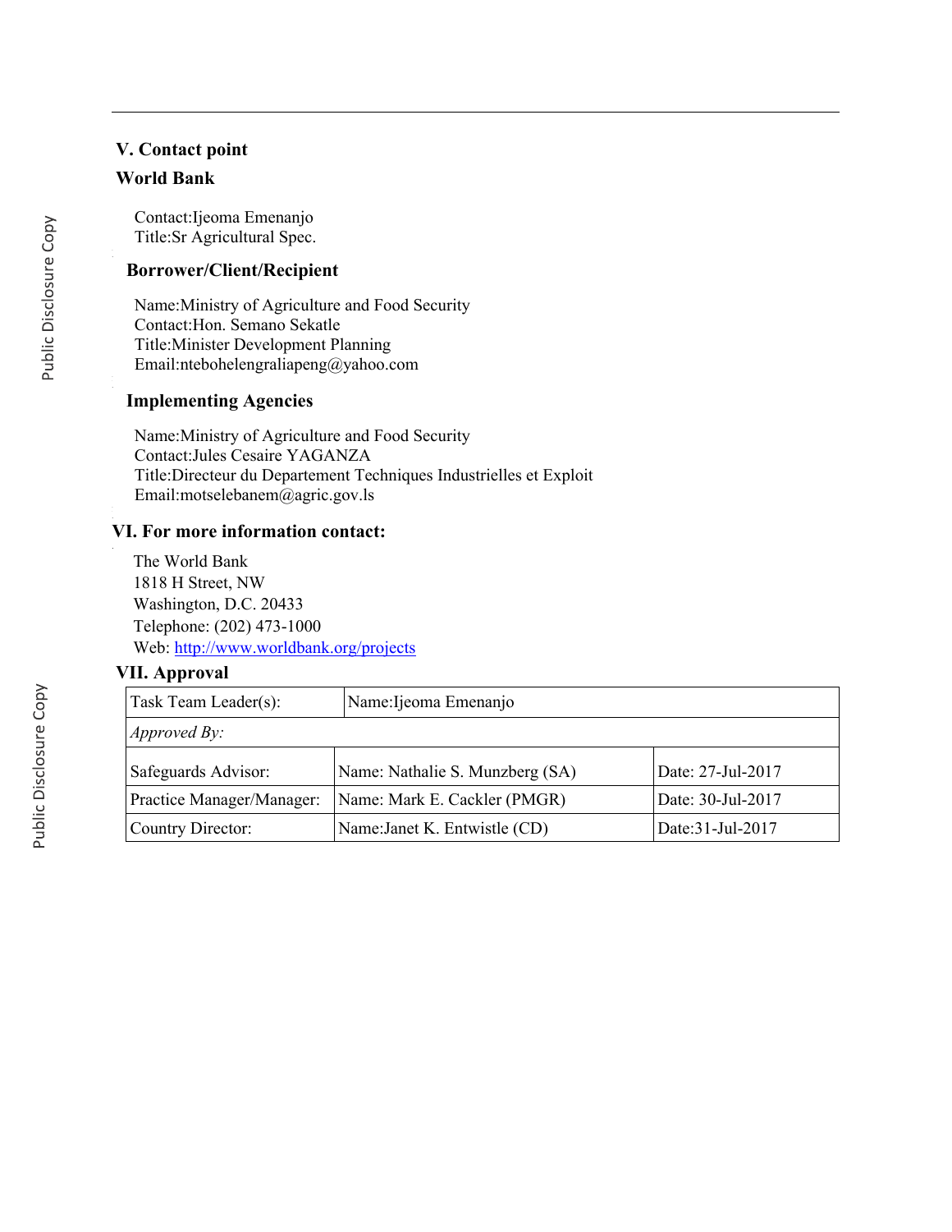## V. Contact point

### World Bank

Contact:Ijeoma Emenanjo
Title:Sr Agricultural Spec.

### Borrower/Client/Recipient

Name:Ministry of Agriculture and Food Security
Contact:Hon. Semano Sekatle
Title:Minister Development Planning
Email:ntebohelengraliapeng@yahoo.com

### Implementing Agencies

Name:Ministry of Agriculture and Food Security
Contact:Jules Cesaire YAGANZA
Title:Directeur du Departement Techniques Industrielles et Exploit
Email:motselebanem@agric.gov.ls

## VI. For more information contact:

The World Bank
1818 H Street, NW
Washington, D.C. 20433
Telephone: (202) 473-1000
Web: http://www.worldbank.org/projects

## VII. Approval

| | | |
|---|---|---|
| Task Team Leader(s): | Name:Ijeoma Emenanjo | |
| *Approved By:* | | |
| Safeguards Advisor: | Name: Nathalie S. Munzberg (SA) | Date: 27-Jul-2017 |
| Practice Manager/Manager: | Name: Mark E. Cackler (PMGR) | Date: 30-Jul-2017 |
| Country Director: | Name:Janet K. Entwistle (CD) | Date:31-Jul-2017 |